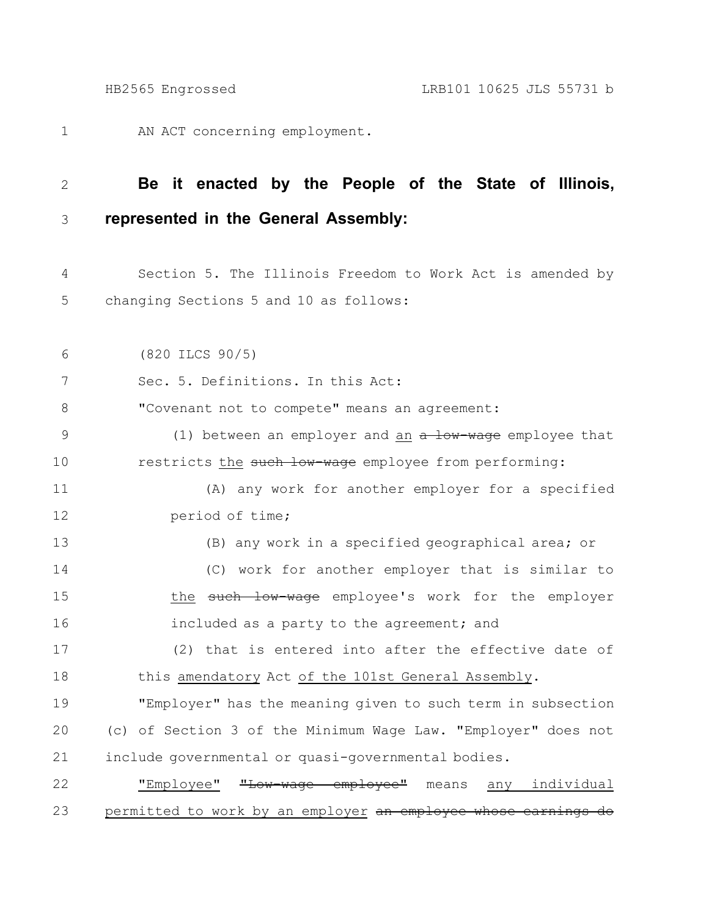AN ACT concerning employment.

**Be it enacted by the People of the State of Illinois, represented in the General Assembly:**

Section 5. The Illinois Freedom to Work Act is amended by changing Sections 5 and 10 as follows:

(820 ILCS 90/5)

Sec. 5. Definitions. In this Act:

"Covenant not to compete" means an agreement:

(1) between an employer and <u>an</u> ~~a low-wage~~ employee that restricts <u>the</u> ~~such low-wage~~ employee from performing:

(A) any work for another employer for a specified period of time;

(B) any work in a specified geographical area; or

(C) work for another employer that is similar to <u>the</u> ~~such low-wage~~ employee's work for the employer included as a party to the agreement; and

(2) that is entered into after the effective date of this <u>amendatory</u> Act <u>of the 101st General Assembly</u>.

"Employer" has the meaning given to such term in subsection (c) of Section 3 of the Minimum Wage Law. "Employer" does not include governmental or quasi-governmental bodies.

<u>"Employee"</u> ~~"Low-wage employee"~~ means <u>any individual permitted to work by an employer</u> ~~an employee whose earnings do~~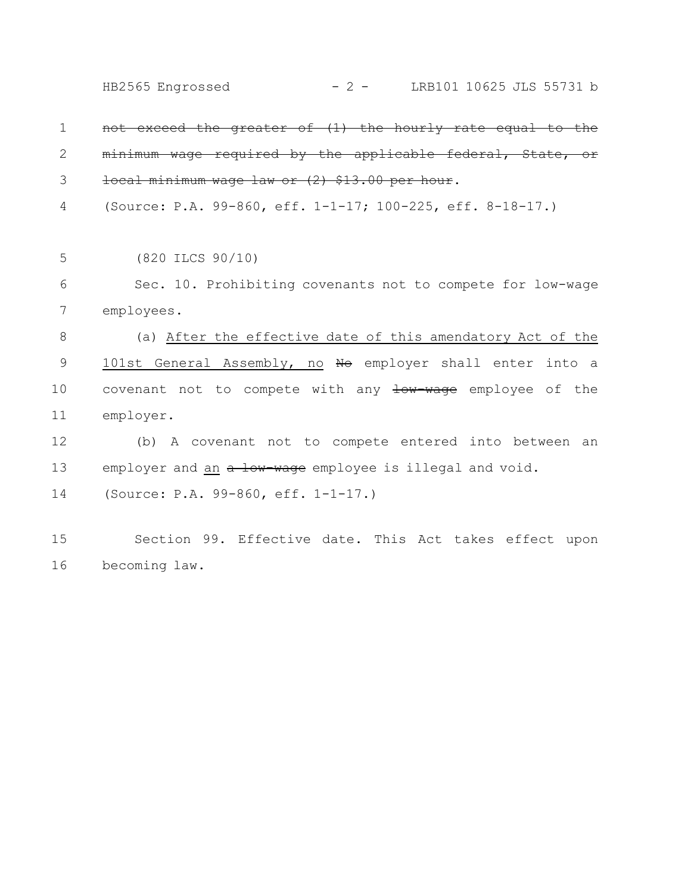~~not exceed the greater of (1) the hourly rate equal to the minimum wage required by the applicable federal, State, or local minimum wage law or (2) $13.00 per hour~~.

(Source: P.A. 99-860, eff. 1-1-17; 100-225, eff. 8-18-17.)

(820 ILCS 90/10)

Sec. 10. Prohibiting covenants not to compete for low-wage employees.

(a) <u>After the effective date of this amendatory Act of the 101st General Assembly, no</u> ~~No~~ employer shall enter into a covenant not to compete with any ~~low-wage~~ employee of the employer.

(b) A covenant not to compete entered into between an employer and <u>an</u> ~~a low-wage~~ employee is illegal and void.

(Source: P.A. 99-860, eff. 1-1-17.)

Section 99. Effective date. This Act takes effect upon becoming law.